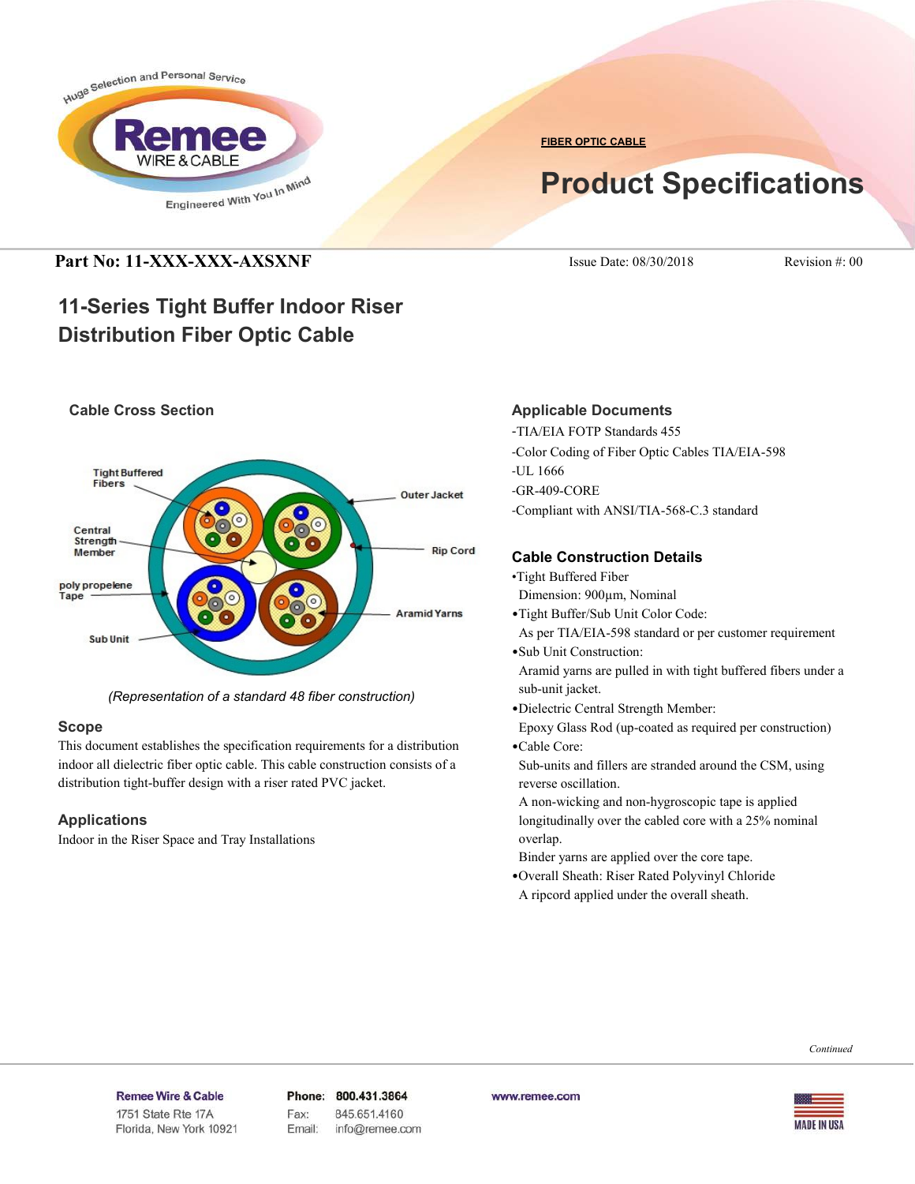**FIBER OPTIC CABLE**

# Product Specifications

**Part No: 11-XXX-XXX-AXSXNF** Issue Date: 08/30/2018 Revision #: 00

## 11-Series Tight Buffer Indoor Riser Distribution Fiber Optic Cable

### Cable Cross Section

Tight Buffered Fibers, Outer Jacket, Central Strength Member, Rip Cord, poly propelene Tape, Aramid Yarns, Sub Unit

*(Representation of a standard 48 fiber construction)*

### Scope

This document establishes the specification requirements for a distribution indoor all dielectric fiber optic cable. This cable construction consists of a distribution tight-buffer design with a riser rated PVC jacket.

### Applications

Indoor in the Riser Space and Tray Installations

### Applicable Documents

- TIA/EIA FOTP Standards 455
- Color Coding of Fiber Optic Cables TIA/EIA-598
- UL 1666
- GR-409-CORE
- Compliant with ANSI/TIA-568-C.3 standard

### Cable Construction Details

- Tight Buffered Fiber
  Dimension: 900µm, Nominal
- Tight Buffer/Sub Unit Color Code:
  As per TIA/EIA-598 standard or per customer requirement
- Sub Unit Construction:
  Aramid yarns are pulled in with tight buffered fibers under a sub-unit jacket.
- Dielectric Central Strength Member:
  Epoxy Glass Rod (up-coated as required per construction)
- Cable Core:
  Sub-units and fillers are stranded around the CSM, using reverse oscillation.
  A non-wicking and non-hygroscopic tape is applied longitudinally over the cabled core with a 25% nominal overlap.
  Binder yarns are applied over the core tape.
- Overall Sheath: Riser Rated Polyvinyl Chloride
  A ripcord applied under the overall sheath.

*Continued*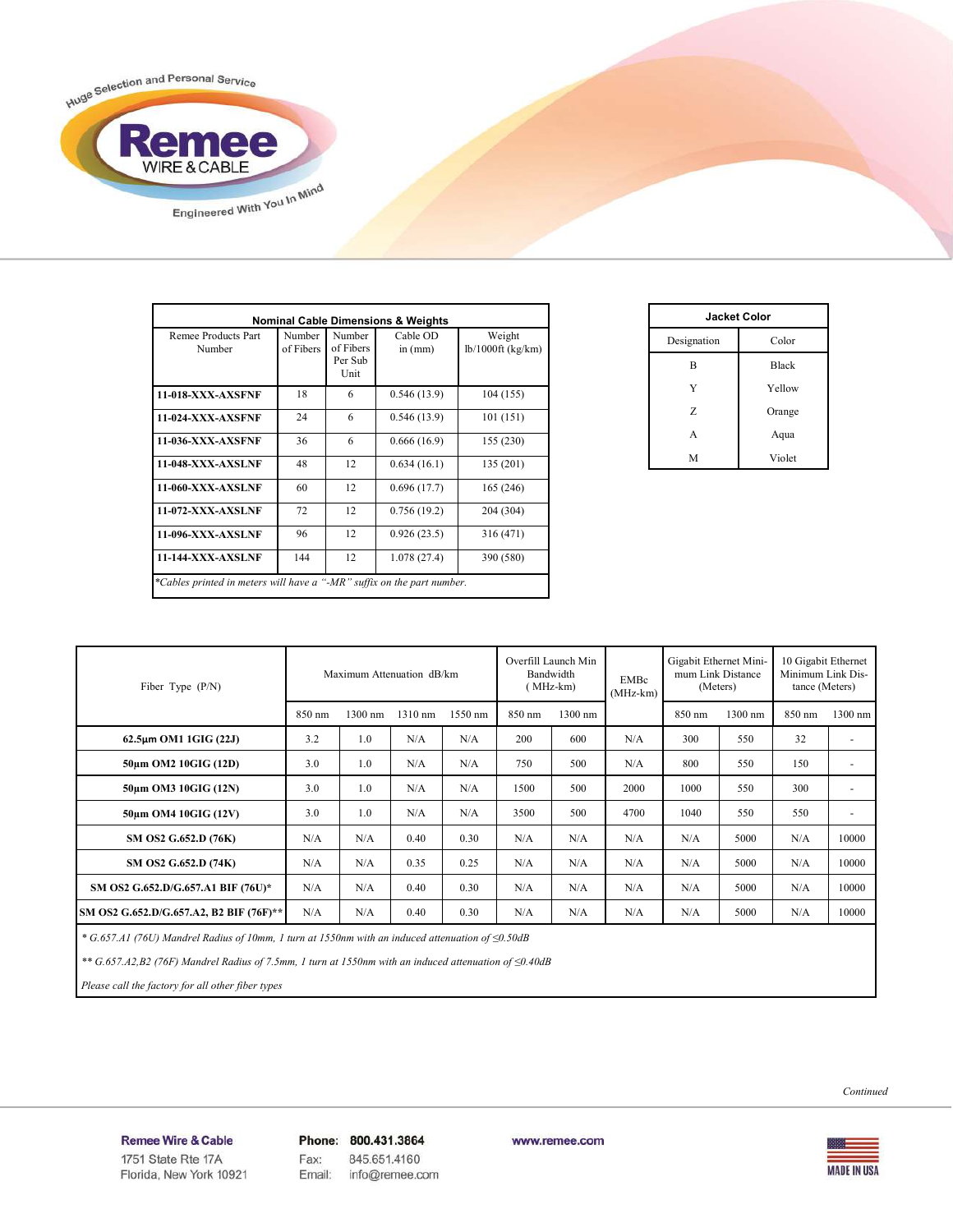| Nominal Cable Dimensions & Weights | | | | |
|---|---|---|---|---|
| Remee Products Part Number | Number of Fibers | Number of Fibers Per Sub Unit | Cable OD in (mm) | Weight lb/1000ft (kg/km) |
| **11-018-XXX-AXSFNF** | 18 | 6 | 0.546 (13.9) | 104 (155) |
| **11-024-XXX-AXSFNF** | 24 | 6 | 0.546 (13.9) | 101 (151) |
| **11-036-XXX-AXSFNF** | 36 | 6 | 0.666 (16.9) | 155 (230) |
| **11-048-XXX-AXSLNF** | 48 | 12 | 0.634 (16.1) | 135 (201) |
| **11-060-XXX-AXSLNF** | 60 | 12 | 0.696 (17.7) | 165 (246) |
| **11-072-XXX-AXSLNF** | 72 | 12 | 0.756 (19.2) | 204 (304) |
| **11-096-XXX-AXSLNF** | 96 | 12 | 0.926 (23.5) | 316 (471) |
| **11-144-XXX-AXSLNF** | 144 | 12 | 1.078 (27.4) | 390 (580) |

*\*Cables printed in meters will have a "-MR" suffix on the part number.*

| Jacket Color | |
|---|---|
| Designation | Color |
| B | Black |
| Y | Yellow |
| Z | Orange |
| A | Aqua |
| M | Violet |

| Fiber Type (P/N) | Maximum Attenuation dB/km | | | | Overfill Launch Min Bandwidth (MHz-km) | | EMBc (MHz-km) | Gigabit Ethernet Minimum Link Distance (Meters) | | 10 Gigabit Ethernet Minimum Link Distance (Meters) | |
|---|---|---|---|---|---|---|---|---|---|---|---|
| | 850 nm | 1300 nm | 1310 nm | 1550 nm | 850 nm | 1300 nm | | 850 nm | 1300 nm | 850 nm | 1300 nm |
| **62.5µm OM1 1GIG (22J)** | 3.2 | 1.0 | N/A | N/A | 200 | 600 | N/A | 300 | 550 | 32 | - |
| **50µm OM2 10GIG (12D)** | 3.0 | 1.0 | N/A | N/A | 750 | 500 | N/A | 800 | 550 | 150 | - |
| **50µm OM3 10GIG (12N)** | 3.0 | 1.0 | N/A | N/A | 1500 | 500 | 2000 | 1000 | 550 | 300 | - |
| **50µm OM4 10GIG (12V)** | 3.0 | 1.0 | N/A | N/A | 3500 | 500 | 4700 | 1040 | 550 | 550 | - |
| **SM OS2 G.652.D (76K)** | N/A | N/A | 0.40 | 0.30 | N/A | N/A | N/A | N/A | 5000 | N/A | 10000 |
| **SM OS2 G.652.D (74K)** | N/A | N/A | 0.35 | 0.25 | N/A | N/A | N/A | N/A | 5000 | N/A | 10000 |
| **SM OS2 G.652.D/G.657.A1 BIF (76U)\*** | N/A | N/A | 0.40 | 0.30 | N/A | N/A | N/A | N/A | 5000 | N/A | 10000 |
| **SM OS2 G.652.D/G.657.A2, B2 BIF (76F)\*\*** | N/A | N/A | 0.40 | 0.30 | N/A | N/A | N/A | N/A | 5000 | N/A | 10000 |

*\* G.657.A1 (76U) Mandrel Radius of 10mm, 1 turn at 1550nm with an induced attenuation of ≤0.50dB*

*\*\* G.657.A2,B2 (76F) Mandrel Radius of 7.5mm, 1 turn at 1550nm with an induced attenuation of ≤0.40dB*

*Please call the factory for all other fiber types*

*Continued*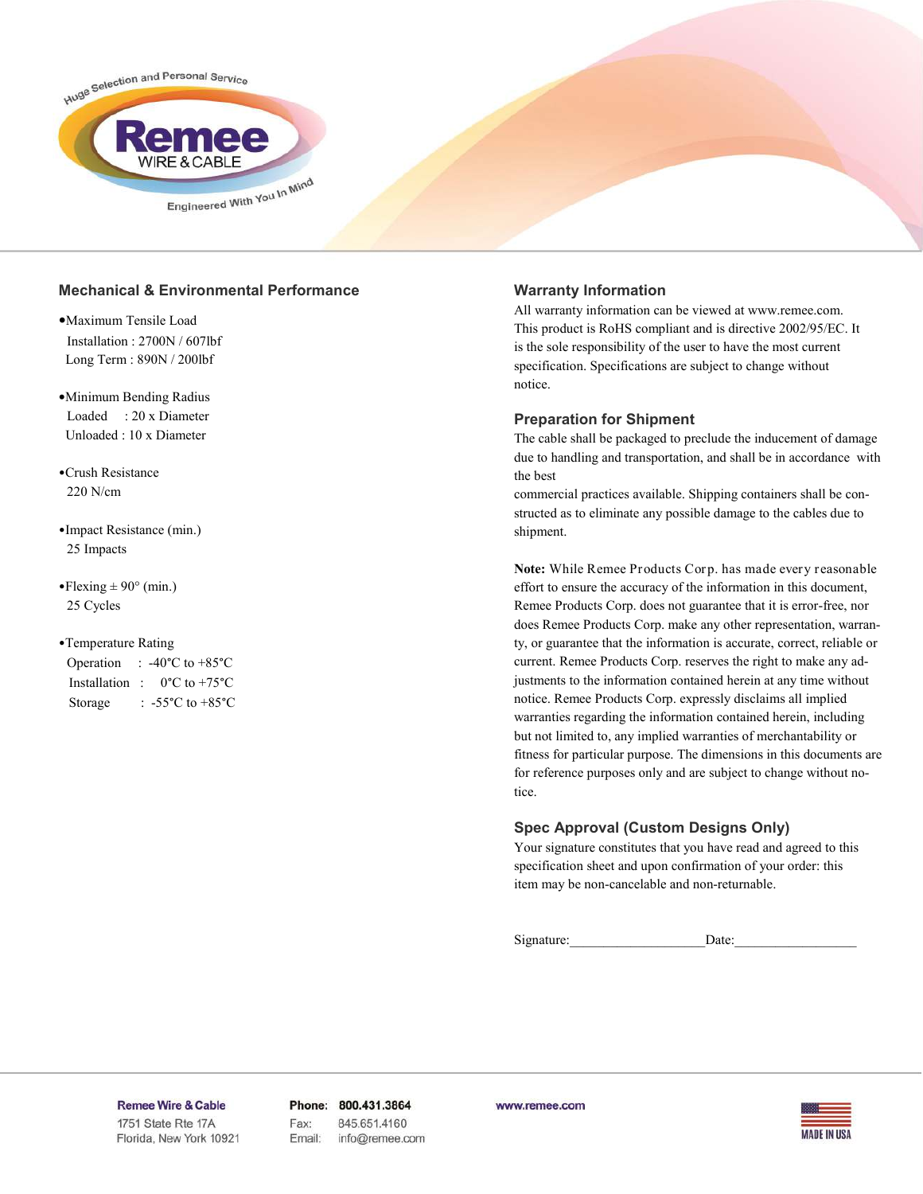## Mechanical & Environmental Performance

- Maximum Tensile Load
  Installation : 2700N / 607lbf
  Long Term : 890N / 200lbf

- Minimum Bending Radius
  Loaded : 20 x Diameter
  Unloaded : 10 x Diameter

- Crush Resistance
  220 N/cm

- Impact Resistance (min.)
  25 Impacts

- Flexing ± 90° (min.)
  25 Cycles

- Temperature Rating
  Operation : -40°C to +85°C
  Installation : 0°C to +75°C
  Storage : -55°C to +85°C

## Warranty Information

All warranty information can be viewed at www.remee.com. This product is RoHS compliant and is directive 2002/95/EC. It is the sole responsibility of the user to have the most current specification. Specifications are subject to change without notice.

## Preparation for Shipment

The cable shall be packaged to preclude the inducement of damage due to handling and transportation, and shall be in accordance with the best commercial practices available. Shipping containers shall be constructed as to eliminate any possible damage to the cables due to shipment.

**Note:** While Remee Products Corp. has made every reasonable effort to ensure the accuracy of the information in this document, Remee Products Corp. does not guarantee that it is error-free, nor does Remee Products Corp. make any other representation, warranty, or guarantee that the information is accurate, correct, reliable or current. Remee Products Corp. reserves the right to make any adjustments to the information contained herein at any time without notice. Remee Products Corp. expressly disclaims all implied warranties regarding the information contained herein, including but not limited to, any implied warranties of merchantability or fitness for particular purpose. The dimensions in this documents are for reference purposes only and are subject to change without notice.

## Spec Approval (Custom Designs Only)

Your signature constitutes that you have read and agreed to this specification sheet and upon confirmation of your order: this item may be non-cancelable and non-returnable.

Signature:____________________Date:__________________

Remee Wire & Cable
1751 State Rte 17A
Florida, New York 10921

Phone: 800.431.3864
Fax: 845.651.4160
Email: info@remee.com

www.remee.com

MADE IN USA